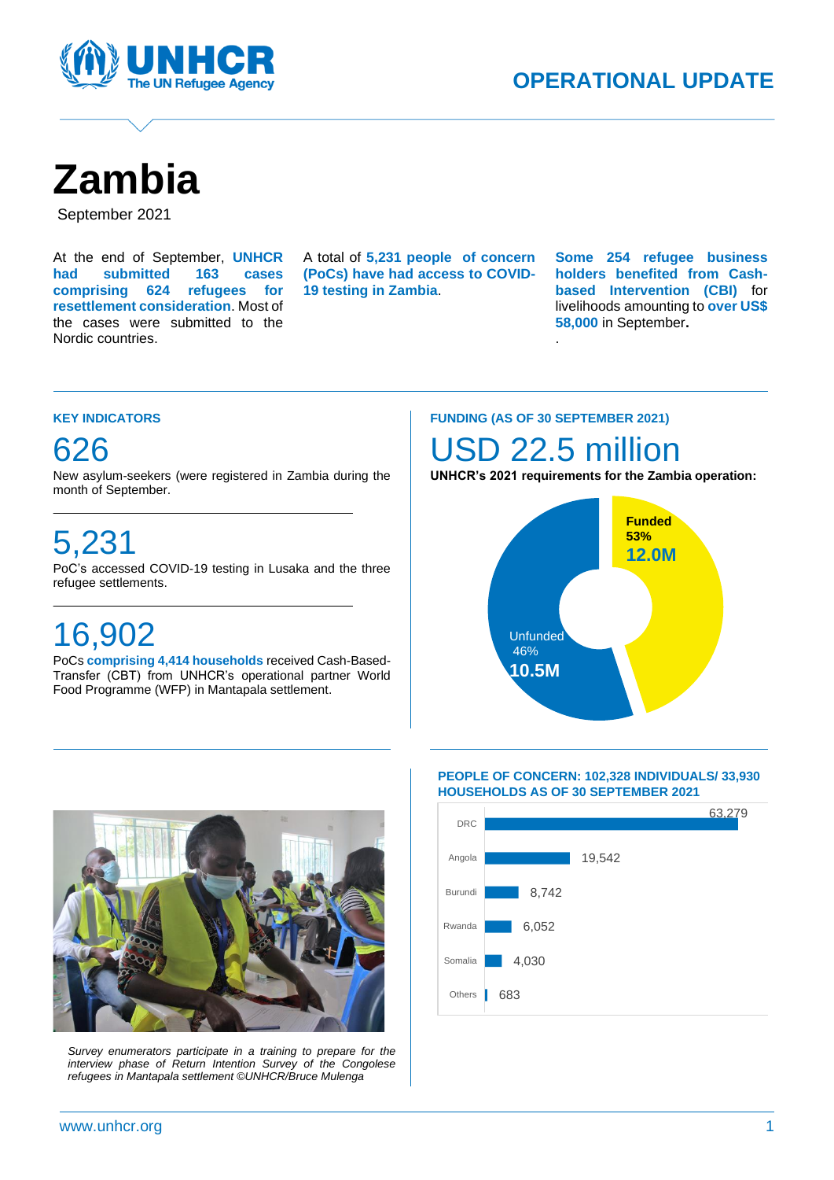# OPERATIONAL UPDATE

# Zambia

September 2021

At the end of September, **UNHCR had submitted 163 cases comprising 624 refugees for resettlement consideration**. Most of the cases were submitted to the Nordic countries.

A total of **5,231 people of concern (PoCs) have had access to COVID-19 testing in Zambia**.

**Some 254 refugee business holders benefited from Cash-based Intervention (CBI)** for livelihoods amounting to **over US$ 58,000** in September**.**

## KEY INDICATORS

**626**

New asylum-seekers (were registered in Zambia during the month of September.

**5,231**

PoC's accessed COVID-19 testing in Lusaka and the three refugee settlements.

**16,902**

PoCs **comprising 4,414 households** received Cash-Based-Transfer (CBT) from UNHCR's operational partner World Food Programme (WFP) in Mantapala settlement.

## FUNDING (AS OF 30 SEPTEMBER 2021)

**USD 22.5 million**

**UNHCR's 2021 requirements for the Zambia operation:**

| | % | Amount |
|---|---|---|
| Funded | 53% | 12.0M |
| Unfunded | 46% | 10.5M |

*Survey enumerators participate in a training to prepare for the interview phase of Return Intention Survey of the Congolese refugees in Mantapala settlement ©UNHCR/Bruce Mulenga*

## PEOPLE OF CONCERN: 102,328 INDIVIDUALS/ 33,930 HOUSEHOLDS AS OF 30 SEPTEMBER 2021

| Country | Individuals |
|---|---|
| DRC | 63,279 |
| Angola | 19,542 |
| Burundi | 8,742 |
| Rwanda | 6,052 |
| Somalia | 4,030 |
| Others | 683 |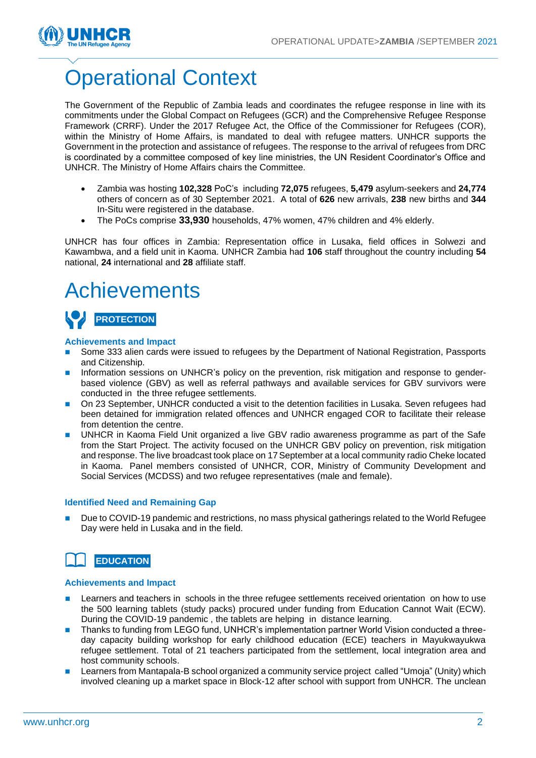# Operational Context

The Government of the Republic of Zambia leads and coordinates the refugee response in line with its commitments under the Global Compact on Refugees (GCR) and the Comprehensive Refugee Response Framework (CRRF). Under the 2017 Refugee Act, the Office of the Commissioner for Refugees (COR), within the Ministry of Home Affairs, is mandated to deal with refugee matters. UNHCR supports the Government in the protection and assistance of refugees. The response to the arrival of refugees from DRC is coordinated by a committee composed of key line ministries, the UN Resident Coordinator's Office and UNHCR. The Ministry of Home Affairs chairs the Committee.

- Zambia was hosting **102,328** PoC's including **72,075** refugees, **5,479** asylum-seekers and **24,774** others of concern as of 30 September 2021. A total of **626** new arrivals, **238** new births and **344** In-Situ were registered in the database.
- The PoCs comprise **33,930** households, 47% women, 47% children and 4% elderly.

UNHCR has four offices in Zambia: Representation office in Lusaka, field offices in Solwezi and Kawambwa, and a field unit in Kaoma. UNHCR Zambia had **106** staff throughout the country including **54** national, **24** international and **28** affiliate staff.

# Achievements

## PROTECTION

### Achievements and Impact

- Some 333 alien cards were issued to refugees by the Department of National Registration, Passports and Citizenship.
- Information sessions on UNHCR's policy on the prevention, risk mitigation and response to gender-based violence (GBV) as well as referral pathways and available services for GBV survivors were conducted in the three refugee settlements.
- On 23 September, UNHCR conducted a visit to the detention facilities in Lusaka. Seven refugees had been detained for immigration related offences and UNHCR engaged COR to facilitate their release from detention the centre.
- UNHCR in Kaoma Field Unit organized a live GBV radio awareness programme as part of the Safe from the Start Project. The activity focused on the UNHCR GBV policy on prevention, risk mitigation and response. The live broadcast took place on 17 September at a local community radio Cheke located in Kaoma. Panel members consisted of UNHCR, COR, Ministry of Community Development and Social Services (MCDSS) and two refugee representatives (male and female).

### Identified Need and Remaining Gap

- Due to COVID-19 pandemic and restrictions, no mass physical gatherings related to the World Refugee Day were held in Lusaka and in the field.

## EDUCATION

### Achievements and Impact

- Learners and teachers in schools in the three refugee settlements received orientation on how to use the 500 learning tablets (study packs) procured under funding from Education Cannot Wait (ECW). During the COVID-19 pandemic , the tablets are helping in distance learning.
- Thanks to funding from LEGO fund, UNHCR's implementation partner World Vision conducted a three-day capacity building workshop for early childhood education (ECE) teachers in Mayukwayukwa refugee settlement. Total of 21 teachers participated from the settlement, local integration area and host community schools.
- Learners from Mantapala-B school organized a community service project called "Umoja" (Unity) which involved cleaning up a market space in Block-12 after school with support from UNHCR. The unclean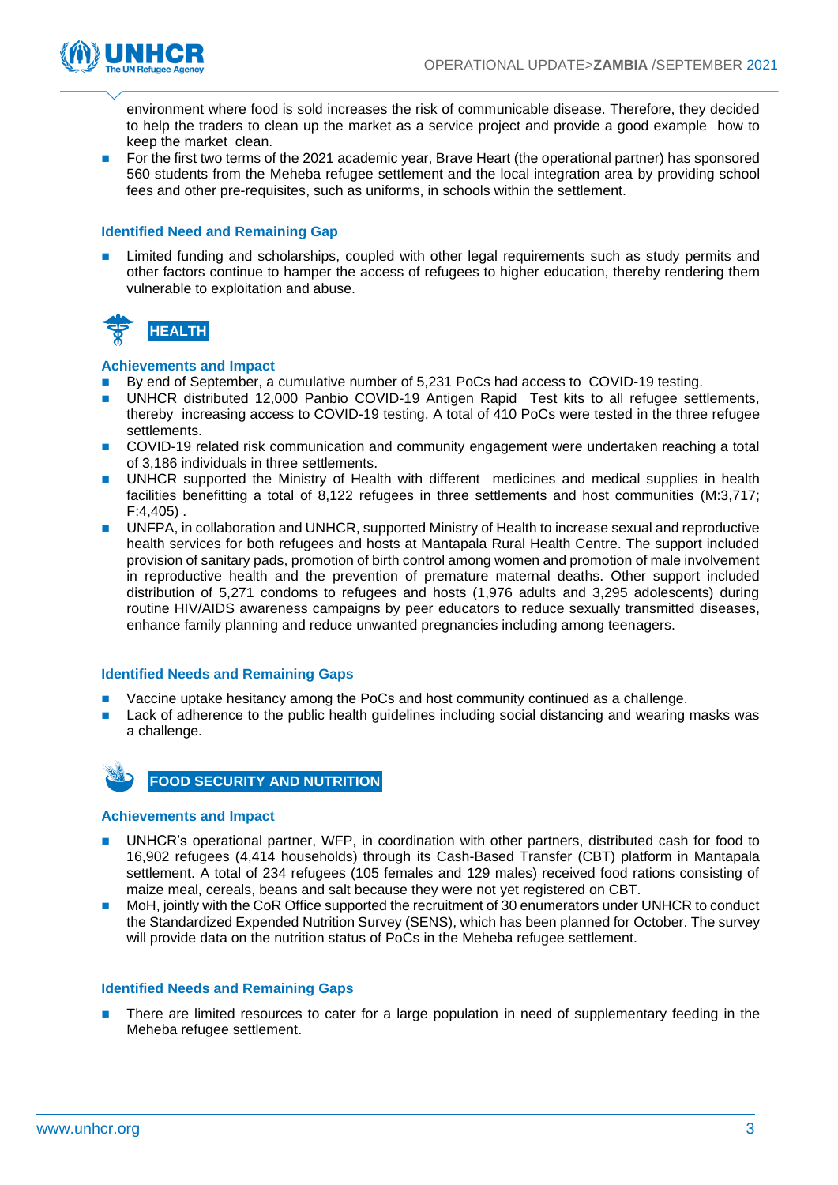environment where food is sold increases the risk of communicable disease. Therefore, they decided to help the traders to clean up the market as a service project and provide a good example how to keep the market clean.

- For the first two terms of the 2021 academic year, Brave Heart (the operational partner) has sponsored 560 students from the Meheba refugee settlement and the local integration area by providing school fees and other pre-requisites, such as uniforms, in schools within the settlement.

### Identified Need and Remaining Gap

- Limited funding and scholarships, coupled with other legal requirements such as study permits and other factors continue to hamper the access of refugees to higher education, thereby rendering them vulnerable to exploitation and abuse.

## HEALTH

### Achievements and Impact

- By end of September, a cumulative number of 5,231 PoCs had access to COVID-19 testing.
- UNHCR distributed 12,000 Panbio COVID-19 Antigen Rapid Test kits to all refugee settlements, thereby increasing access to COVID-19 testing. A total of 410 PoCs were tested in the three refugee settlements.
- COVID-19 related risk communication and community engagement were undertaken reaching a total of 3,186 individuals in three settlements.
- UNHCR supported the Ministry of Health with different medicines and medical supplies in health facilities benefitting a total of 8,122 refugees in three settlements and host communities (M:3,717; F:4,405) .
- UNFPA, in collaboration and UNHCR, supported Ministry of Health to increase sexual and reproductive health services for both refugees and hosts at Mantapala Rural Health Centre. The support included provision of sanitary pads, promotion of birth control among women and promotion of male involvement in reproductive health and the prevention of premature maternal deaths. Other support included distribution of 5,271 condoms to refugees and hosts (1,976 adults and 3,295 adolescents) during routine HIV/AIDS awareness campaigns by peer educators to reduce sexually transmitted diseases, enhance family planning and reduce unwanted pregnancies including among teenagers.

### Identified Needs and Remaining Gaps

- Vaccine uptake hesitancy among the PoCs and host community continued as a challenge.
- Lack of adherence to the public health guidelines including social distancing and wearing masks was a challenge.

## FOOD SECURITY AND NUTRITION

### Achievements and Impact

- UNHCR's operational partner, WFP, in coordination with other partners, distributed cash for food to 16,902 refugees (4,414 households) through its Cash-Based Transfer (CBT) platform in Mantapala settlement. A total of 234 refugees (105 females and 129 males) received food rations consisting of maize meal, cereals, beans and salt because they were not yet registered on CBT.
- MoH, jointly with the CoR Office supported the recruitment of 30 enumerators under UNHCR to conduct the Standardized Expended Nutrition Survey (SENS), which has been planned for October. The survey will provide data on the nutrition status of PoCs in the Meheba refugee settlement.

### Identified Needs and Remaining Gaps

- There are limited resources to cater for a large population in need of supplementary feeding in the Meheba refugee settlement.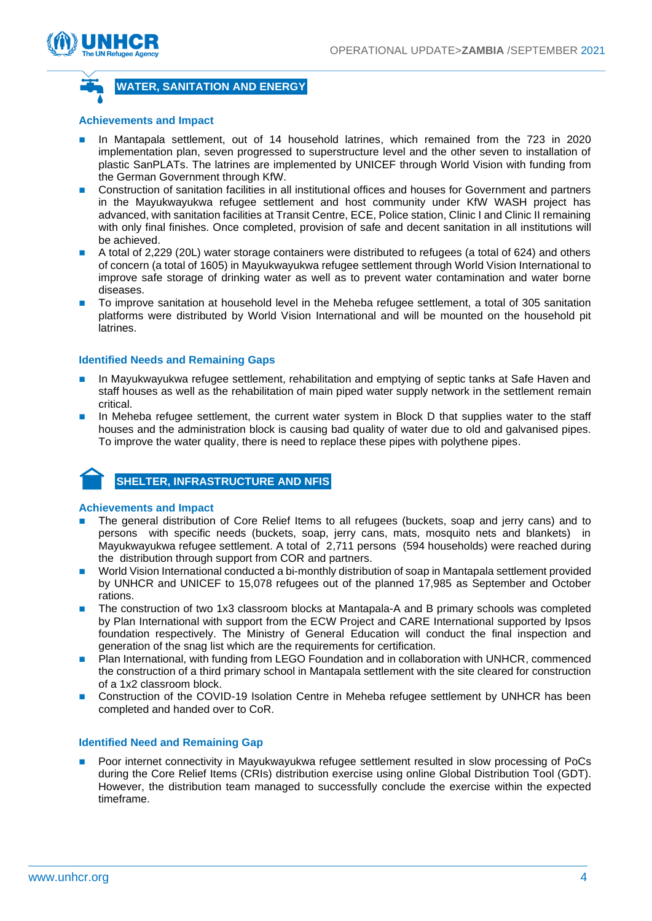## WATER, SANITATION AND ENERGY

### Achievements and Impact

- In Mantapala settlement, out of 14 household latrines, which remained from the 723 in 2020 implementation plan, seven progressed to superstructure level and the other seven to installation of plastic SanPLATs. The latrines are implemented by UNICEF through World Vision with funding from the German Government through KfW.
- Construction of sanitation facilities in all institutional offices and houses for Government and partners in the Mayukwayukwa refugee settlement and host community under KfW WASH project has advanced, with sanitation facilities at Transit Centre, ECE, Police station, Clinic I and Clinic II remaining with only final finishes. Once completed, provision of safe and decent sanitation in all institutions will be achieved.
- A total of 2,229 (20L) water storage containers were distributed to refugees (a total of 624) and others of concern (a total of 1605) in Mayukwayukwa refugee settlement through World Vision International to improve safe storage of drinking water as well as to prevent water contamination and water borne diseases.
- To improve sanitation at household level in the Meheba refugee settlement, a total of 305 sanitation platforms were distributed by World Vision International and will be mounted on the household pit latrines.

### Identified Needs and Remaining Gaps

- In Mayukwayukwa refugee settlement, rehabilitation and emptying of septic tanks at Safe Haven and staff houses as well as the rehabilitation of main piped water supply network in the settlement remain critical.
- In Meheba refugee settlement, the current water system in Block D that supplies water to the staff houses and the administration block is causing bad quality of water due to old and galvanised pipes. To improve the water quality, there is need to replace these pipes with polythene pipes.

## SHELTER, INFRASTRUCTURE AND NFIS

### Achievements and Impact

- The general distribution of Core Relief Items to all refugees (buckets, soap and jerry cans) and to persons with specific needs (buckets, soap, jerry cans, mats, mosquito nets and blankets) in Mayukwayukwa refugee settlement. A total of 2,711 persons (594 households) were reached during the distribution through support from COR and partners.
- World Vision International conducted a bi-monthly distribution of soap in Mantapala settlement provided by UNHCR and UNICEF to 15,078 refugees out of the planned 17,985 as September and October rations.
- The construction of two 1x3 classroom blocks at Mantapala-A and B primary schools was completed by Plan International with support from the ECW Project and CARE International supported by Ipsos foundation respectively. The Ministry of General Education will conduct the final inspection and generation of the snag list which are the requirements for certification.
- Plan International, with funding from LEGO Foundation and in collaboration with UNHCR, commenced the construction of a third primary school in Mantapala settlement with the site cleared for construction of a 1x2 classroom block.
- Construction of the COVID-19 Isolation Centre in Meheba refugee settlement by UNHCR has been completed and handed over to CoR.

### Identified Need and Remaining Gap

- Poor internet connectivity in Mayukwayukwa refugee settlement resulted in slow processing of PoCs during the Core Relief Items (CRIs) distribution exercise using online Global Distribution Tool (GDT). However, the distribution team managed to successfully conclude the exercise within the expected timeframe.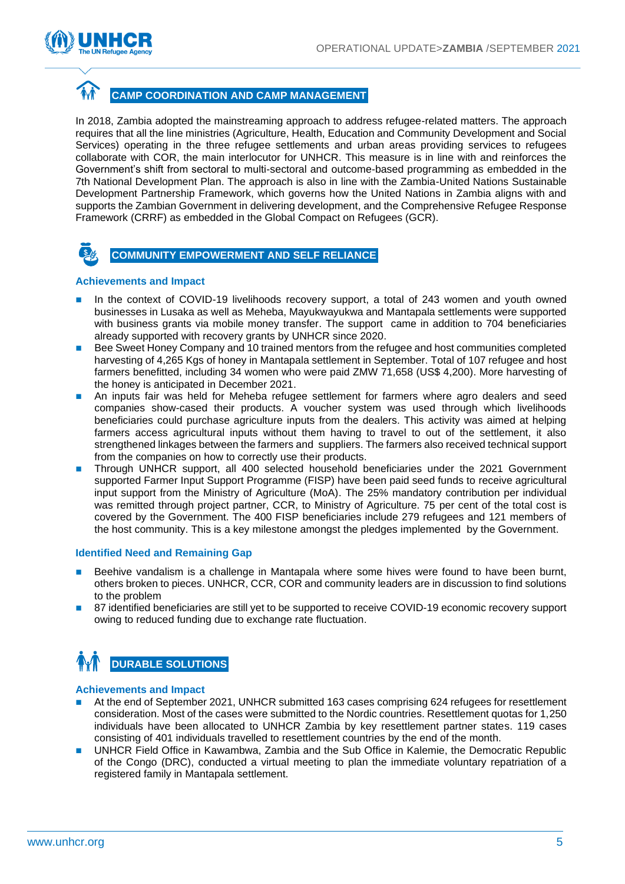## CAMP COORDINATION AND CAMP MANAGEMENT

In 2018, Zambia adopted the mainstreaming approach to address refugee-related matters. The approach requires that all the line ministries (Agriculture, Health, Education and Community Development and Social Services) operating in the three refugee settlements and urban areas providing services to refugees collaborate with COR, the main interlocutor for UNHCR. This measure is in line with and reinforces the Government's shift from sectoral to multi-sectoral and outcome-based programming as embedded in the 7th National Development Plan. The approach is also in line with the Zambia-United Nations Sustainable Development Partnership Framework, which governs how the United Nations in Zambia aligns with and supports the Zambian Government in delivering development, and the Comprehensive Refugee Response Framework (CRRF) as embedded in the Global Compact on Refugees (GCR).

## COMMUNITY EMPOWERMENT AND SELF RELIANCE

### Achievements and Impact

- In the context of COVID-19 livelihoods recovery support, a total of 243 women and youth owned businesses in Lusaka as well as Meheba, Mayukwayukwa and Mantapala settlements were supported with business grants via mobile money transfer. The support came in addition to 704 beneficiaries already supported with recovery grants by UNHCR since 2020.
- Bee Sweet Honey Company and 10 trained mentors from the refugee and host communities completed harvesting of 4,265 Kgs of honey in Mantapala settlement in September. Total of 107 refugee and host farmers benefitted, including 34 women who were paid ZMW 71,658 (US$ 4,200). More harvesting of the honey is anticipated in December 2021.
- An inputs fair was held for Meheba refugee settlement for farmers where agro dealers and seed companies show-cased their products. A voucher system was used through which livelihoods beneficiaries could purchase agriculture inputs from the dealers. This activity was aimed at helping farmers access agricultural inputs without them having to travel to out of the settlement, it also strengthened linkages between the farmers and suppliers. The farmers also received technical support from the companies on how to correctly use their products.
- Through UNHCR support, all 400 selected household beneficiaries under the 2021 Government supported Farmer Input Support Programme (FISP) have been paid seed funds to receive agricultural input support from the Ministry of Agriculture (MoA). The 25% mandatory contribution per individual was remitted through project partner, CCR, to Ministry of Agriculture. 75 per cent of the total cost is covered by the Government. The 400 FISP beneficiaries include 279 refugees and 121 members of the host community. This is a key milestone amongst the pledges implemented by the Government.

### Identified Need and Remaining Gap

- Beehive vandalism is a challenge in Mantapala where some hives were found to have been burnt, others broken to pieces. UNHCR, CCR, COR and community leaders are in discussion to find solutions to the problem
- 87 identified beneficiaries are still yet to be supported to receive COVID-19 economic recovery support owing to reduced funding due to exchange rate fluctuation.

## DURABLE SOLUTIONS

### Achievements and Impact

- At the end of September 2021, UNHCR submitted 163 cases comprising 624 refugees for resettlement consideration. Most of the cases were submitted to the Nordic countries. Resettlement quotas for 1,250 individuals have been allocated to UNHCR Zambia by key resettlement partner states. 119 cases consisting of 401 individuals travelled to resettlement countries by the end of the month.
- UNHCR Field Office in Kawambwa, Zambia and the Sub Office in Kalemie, the Democratic Republic of the Congo (DRC), conducted a virtual meeting to plan the immediate voluntary repatriation of a registered family in Mantapala settlement.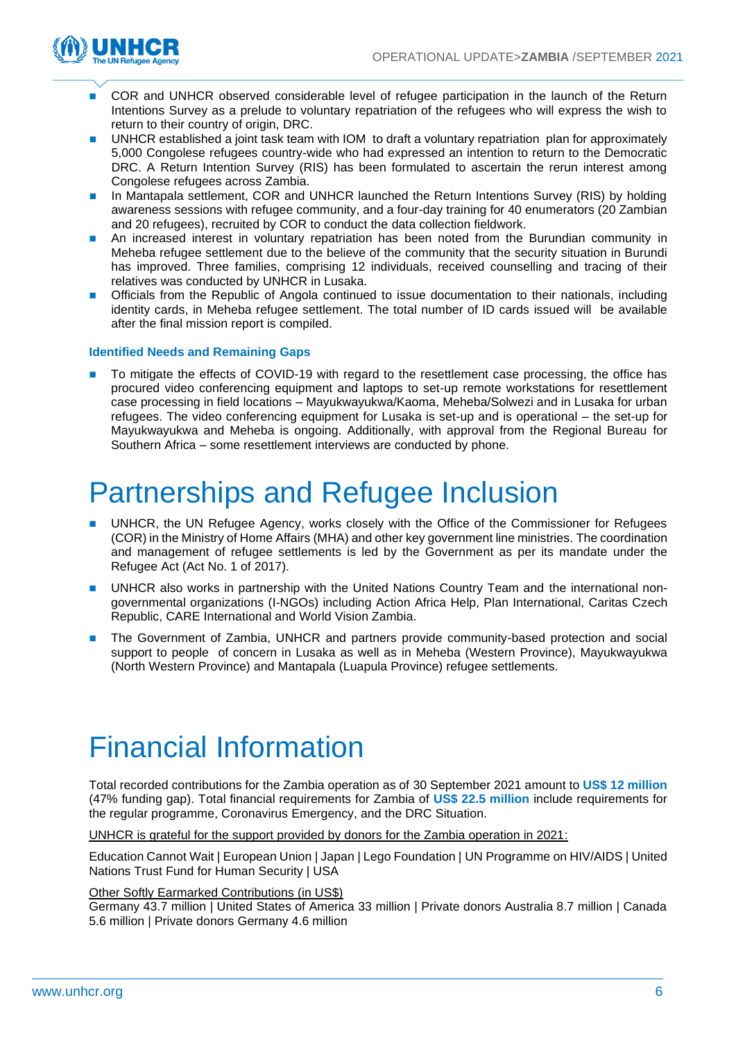- COR and UNHCR observed considerable level of refugee participation in the launch of the Return Intentions Survey as a prelude to voluntary repatriation of the refugees who will express the wish to return to their country of origin, DRC.
- UNHCR established a joint task team with IOM to draft a voluntary repatriation plan for approximately 5,000 Congolese refugees country-wide who had expressed an intention to return to the Democratic DRC. A Return Intention Survey (RIS) has been formulated to ascertain the rerun interest among Congolese refugees across Zambia.
- In Mantapala settlement, COR and UNHCR launched the Return Intentions Survey (RIS) by holding awareness sessions with refugee community, and a four-day training for 40 enumerators (20 Zambian and 20 refugees), recruited by COR to conduct the data collection fieldwork.
- An increased interest in voluntary repatriation has been noted from the Burundian community in Meheba refugee settlement due to the believe of the community that the security situation in Burundi has improved. Three families, comprising 12 individuals, received counselling and tracing of their relatives was conducted by UNHCR in Lusaka.
- Officials from the Republic of Angola continued to issue documentation to their nationals, including identity cards, in Meheba refugee settlement. The total number of ID cards issued will be available after the final mission report is compiled.

### Identified Needs and Remaining Gaps

- To mitigate the effects of COVID-19 with regard to the resettlement case processing, the office has procured video conferencing equipment and laptops to set-up remote workstations for resettlement case processing in field locations – Mayukwayukwa/Kaoma, Meheba/Solwezi and in Lusaka for urban refugees. The video conferencing equipment for Lusaka is set-up and is operational – the set-up for Mayukwayukwa and Meheba is ongoing. Additionally, with approval from the Regional Bureau for Southern Africa – some resettlement interviews are conducted by phone.

# Partnerships and Refugee Inclusion

- UNHCR, the UN Refugee Agency, works closely with the Office of the Commissioner for Refugees (COR) in the Ministry of Home Affairs (MHA) and other key government line ministries. The coordination and management of refugee settlements is led by the Government as per its mandate under the Refugee Act (Act No. 1 of 2017).
- UNHCR also works in partnership with the United Nations Country Team and the international non-governmental organizations (I-NGOs) including Action Africa Help, Plan International, Caritas Czech Republic, CARE International and World Vision Zambia.
- The Government of Zambia, UNHCR and partners provide community-based protection and social support to people of concern in Lusaka as well as in Meheba (Western Province), Mayukwayukwa (North Western Province) and Mantapala (Luapula Province) refugee settlements.

# Financial Information

Total recorded contributions for the Zambia operation as of 30 September 2021 amount to **US$ 12 million** (47% funding gap). Total financial requirements for Zambia of **US$ 22.5 million** include requirements for the regular programme, Coronavirus Emergency, and the DRC Situation.

UNHCR is grateful for the support provided by donors for the Zambia operation in 2021:

Education Cannot Wait | European Union | Japan | Lego Foundation | UN Programme on HIV/AIDS | United Nations Trust Fund for Human Security | USA

Other Softly Earmarked Contributions (in US$)

Germany 43.7 million | United States of America 33 million | Private donors Australia 8.7 million | Canada 5.6 million | Private donors Germany 4.6 million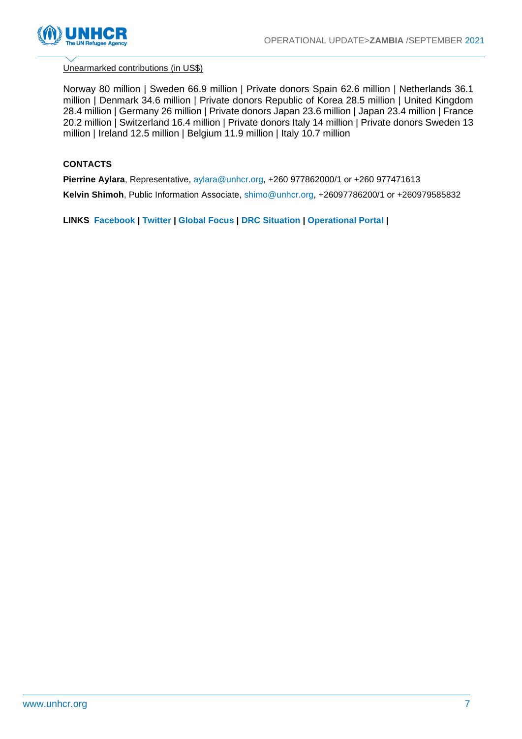Unearmarked contributions (in US$)

Norway 80 million | Sweden 66.9 million | Private donors Spain 62.6 million | Netherlands 36.1 million | Denmark 34.6 million | Private donors Republic of Korea 28.5 million | United Kingdom 28.4 million | Germany 26 million | Private donors Japan 23.6 million | Japan 23.4 million | France 20.2 million | Switzerland 16.4 million | Private donors Italy 14 million | Private donors Sweden 13 million | Ireland 12.5 million | Belgium 11.9 million | Italy 10.7 million

**CONTACTS**

**Pierrine Aylara**, Representative, aylara@unhcr.org, +260 977862000/1 or +260 977471613

**Kelvin Shimoh**, Public Information Associate, shimo@unhcr.org, +26097786200/1 or +260979585832

**LINKS** **Facebook | Twitter | Global Focus | DRC Situation | Operational Portal |**